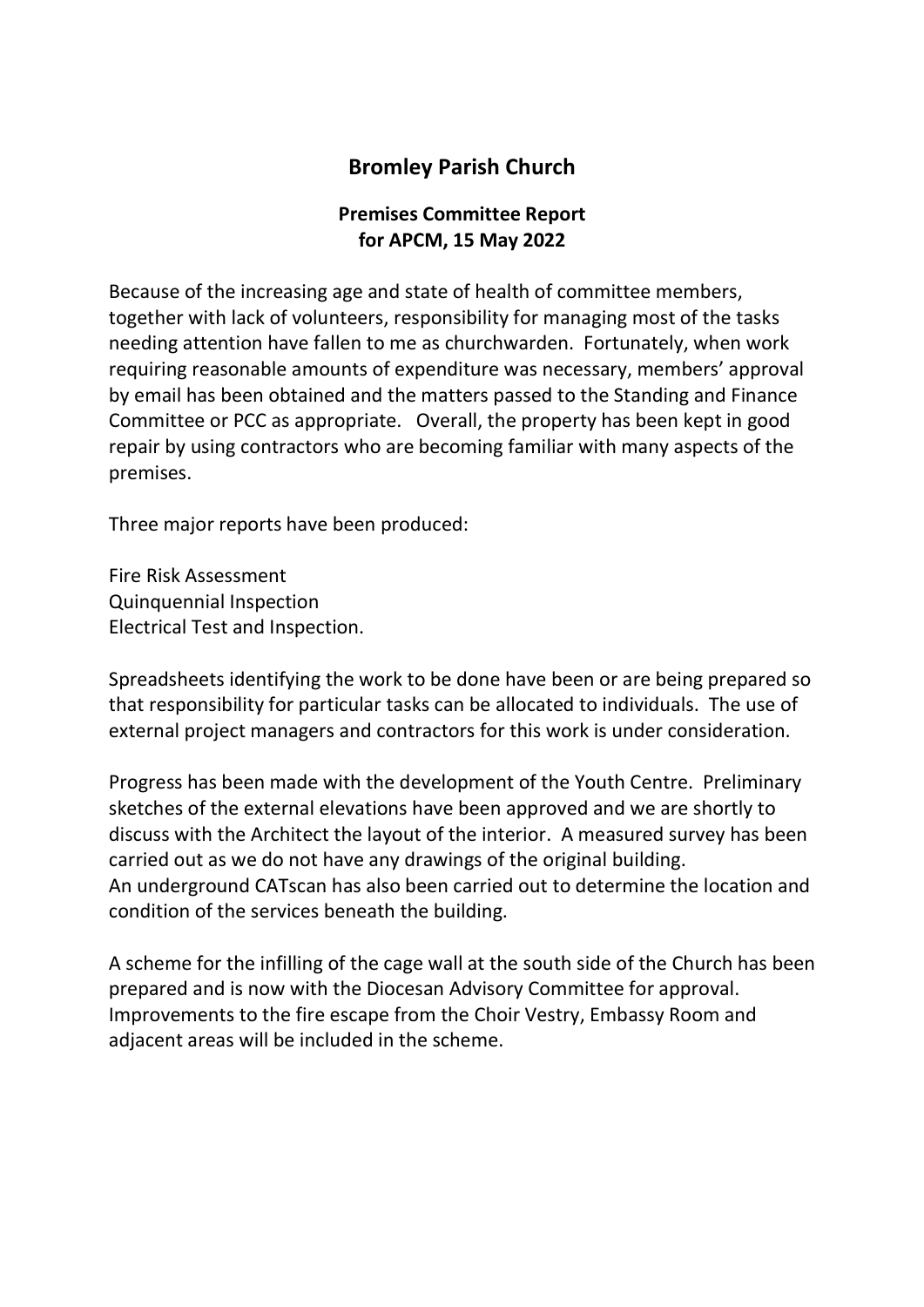# Bromley Parish Church

## Premises Committee Report for APCM, 15 May 2022

Because of the increasing age and state of health of committee members, together with lack of volunteers, responsibility for managing most of the tasks needing attention have fallen to me as churchwarden. Fortunately, when work requiring reasonable amounts of expenditure was necessary, members' approval by email has been obtained and the matters passed to the Standing and Finance Committee or PCC as appropriate. Overall, the property has been kept in good repair by using contractors who are becoming familiar with many aspects of the premises.

Three major reports have been produced:

Fire Risk Assessment
Quinquennial Inspection
Electrical Test and Inspection.

Spreadsheets identifying the work to be done have been or are being prepared so that responsibility for particular tasks can be allocated to individuals. The use of external project managers and contractors for this work is under consideration.

Progress has been made with the development of the Youth Centre. Preliminary sketches of the external elevations have been approved and we are shortly to discuss with the Architect the layout of the interior. A measured survey has been carried out as we do not have any drawings of the original building.
An underground CATscan has also been carried out to determine the location and condition of the services beneath the building.

A scheme for the infilling of the cage wall at the south side of the Church has been prepared and is now with the Diocesan Advisory Committee for approval. Improvements to the fire escape from the Choir Vestry, Embassy Room and adjacent areas will be included in the scheme.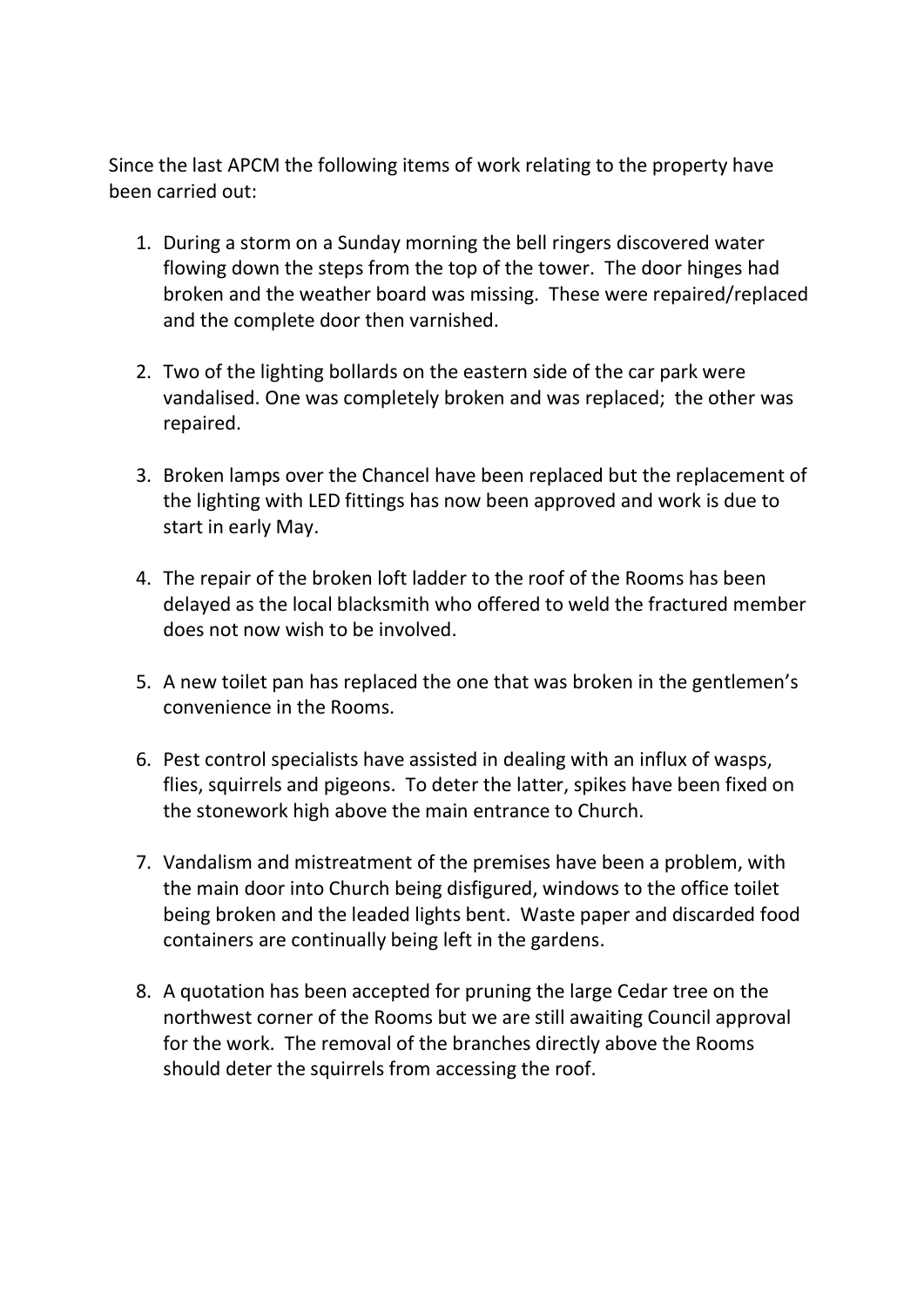Since the last APCM the following items of work relating to the property have been carried out:

1. During a storm on a Sunday morning the bell ringers discovered water flowing down the steps from the top of the tower. The door hinges had broken and the weather board was missing. These were repaired/replaced and the complete door then varnished.

2. Two of the lighting bollards on the eastern side of the car park were vandalised. One was completely broken and was replaced; the other was repaired.

3. Broken lamps over the Chancel have been replaced but the replacement of the lighting with LED fittings has now been approved and work is due to start in early May.

4. The repair of the broken loft ladder to the roof of the Rooms has been delayed as the local blacksmith who offered to weld the fractured member does not now wish to be involved.

5. A new toilet pan has replaced the one that was broken in the gentlemen's convenience in the Rooms.

6. Pest control specialists have assisted in dealing with an influx of wasps, flies, squirrels and pigeons. To deter the latter, spikes have been fixed on the stonework high above the main entrance to Church.

7. Vandalism and mistreatment of the premises have been a problem, with the main door into Church being disfigured, windows to the office toilet being broken and the leaded lights bent. Waste paper and discarded food containers are continually being left in the gardens.

8. A quotation has been accepted for pruning the large Cedar tree on the northwest corner of the Rooms but we are still awaiting Council approval for the work. The removal of the branches directly above the Rooms should deter the squirrels from accessing the roof.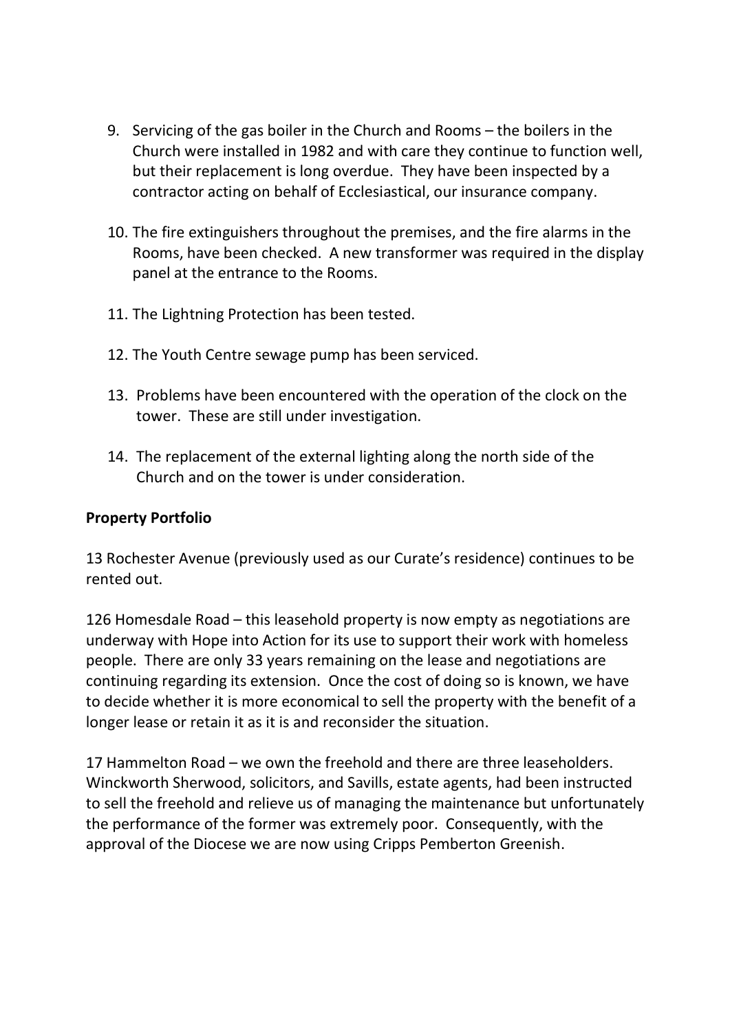9. Servicing of the gas boiler in the Church and Rooms – the boilers in the Church were installed in 1982 and with care they continue to function well, but their replacement is long overdue. They have been inspected by a contractor acting on behalf of Ecclesiastical, our insurance company.

10. The fire extinguishers throughout the premises, and the fire alarms in the Rooms, have been checked. A new transformer was required in the display panel at the entrance to the Rooms.

11. The Lightning Protection has been tested.

12. The Youth Centre sewage pump has been serviced.

13. Problems have been encountered with the operation of the clock on the tower. These are still under investigation.

14. The replacement of the external lighting along the north side of the Church and on the tower is under consideration.

**Property Portfolio**

13 Rochester Avenue (previously used as our Curate's residence) continues to be rented out.

126 Homesdale Road – this leasehold property is now empty as negotiations are underway with Hope into Action for its use to support their work with homeless people. There are only 33 years remaining on the lease and negotiations are continuing regarding its extension. Once the cost of doing so is known, we have to decide whether it is more economical to sell the property with the benefit of a longer lease or retain it as it is and reconsider the situation.

17 Hammelton Road – we own the freehold and there are three leaseholders. Winckworth Sherwood, solicitors, and Savills, estate agents, had been instructed to sell the freehold and relieve us of managing the maintenance but unfortunately the performance of the former was extremely poor. Consequently, with the approval of the Diocese we are now using Cripps Pemberton Greenish.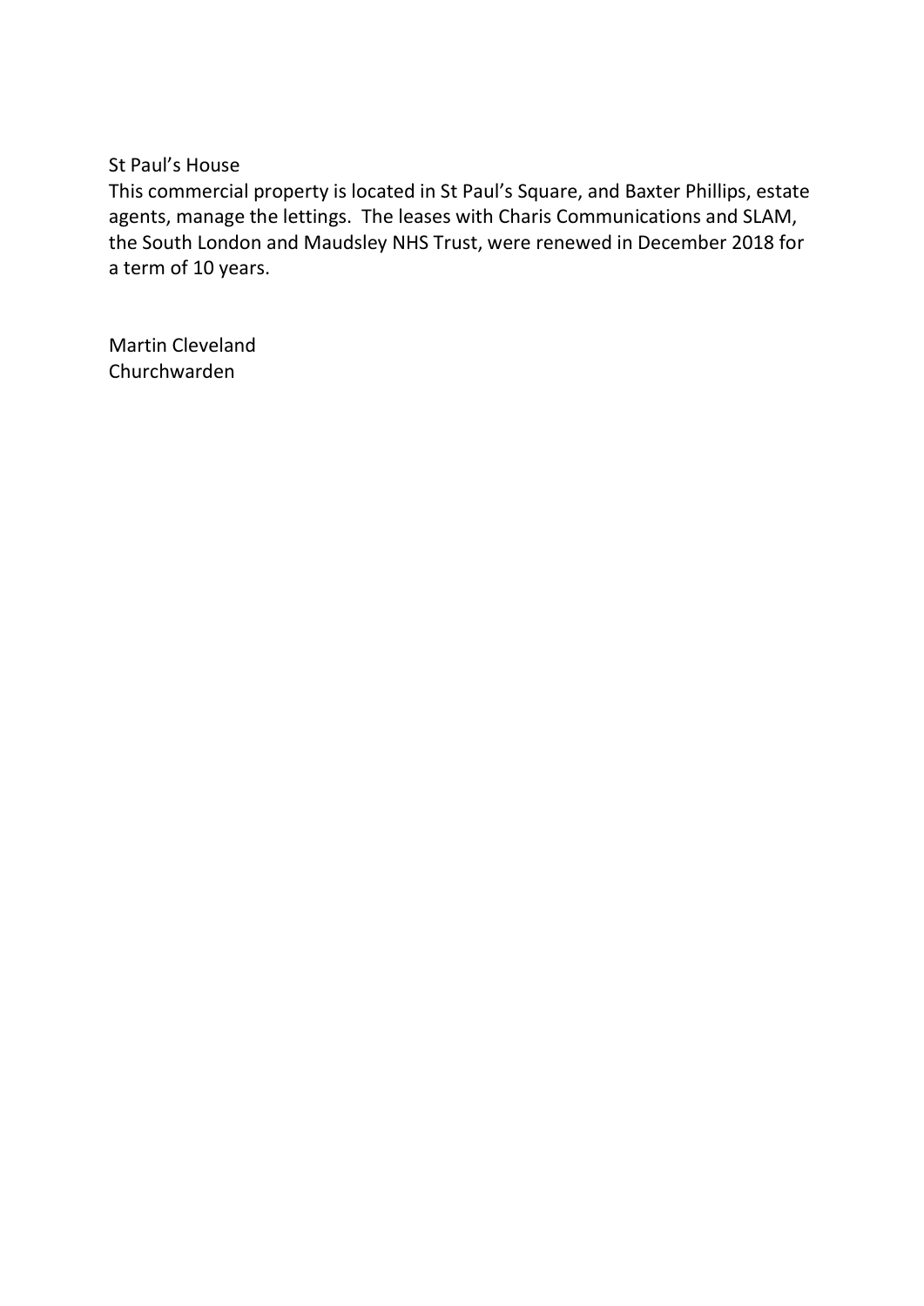St Paul's House

This commercial property is located in St Paul's Square, and Baxter Phillips, estate agents, manage the lettings. The leases with Charis Communications and SLAM, the South London and Maudsley NHS Trust, were renewed in December 2018 for a term of 10 years.

Martin Cleveland
Churchwarden